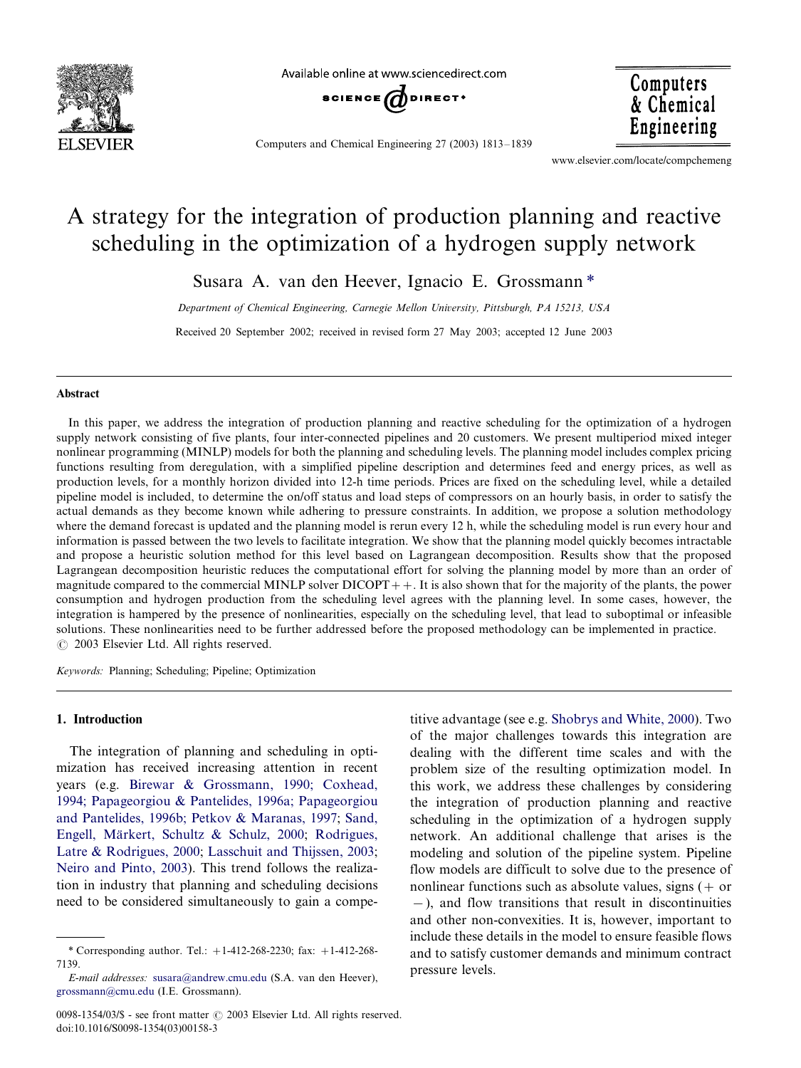# A strategy for the integration of production planning and reactive scheduling in the optimization of a hydrogen supply network

Susara A. van den Heever, Ignacio E. Grossmann *

*Department of Chemical Engineering, Carnegie Mellon University, Pittsburgh, PA 15213, USA*

Received 20 September 2002; received in revised form 27 May 2003; accepted 12 June 2003

## Abstract

In this paper, we address the integration of production planning and reactive scheduling for the optimization of a hydrogen supply network consisting of five plants, four inter-connected pipelines and 20 customers. We present multiperiod mixed integer nonlinear programming (MINLP) models for both the planning and scheduling levels. The planning model includes complex pricing functions resulting from deregulation, with a simplified pipeline description and determines feed and energy prices, as well as production levels, for a monthly horizon divided into 12-h time periods. Prices are fixed on the scheduling level, while a detailed pipeline model is included, to determine the on/off status and load steps of compressors on an hourly basis, in order to satisfy the actual demands as they become known while adhering to pressure constraints. In addition, we propose a solution methodology where the demand forecast is updated and the planning model is rerun every 12 h, while the scheduling model is run every hour and information is passed between the two levels to facilitate integration. We show that the planning model quickly becomes intractable and propose a heuristic solution method for this level based on Lagrangean decomposition. Results show that the proposed Lagrangean decomposition heuristic reduces the computational effort for solving the planning model by more than an order of magnitude compared to the commercial MINLP solver DICOPT++. It is also shown that for the majority of the plants, the power consumption and hydrogen production from the scheduling level agrees with the planning level. In some cases, however, the integration is hampered by the presence of nonlinearities, especially on the scheduling level, that lead to suboptimal or infeasible solutions. These nonlinearities need to be further addressed before the proposed methodology can be implemented in practice.
© 2003 Elsevier Ltd. All rights reserved.

*Keywords:* Planning; Scheduling; Pipeline; Optimization

## 1. Introduction

The integration of planning and scheduling in optimization has received increasing attention in recent years (e.g. Birewar & Grossmann, 1990; Coxhead, 1994; Papageorgiou & Pantelides, 1996a; Papageorgiou and Pantelides, 1996b; Petkov & Maranas, 1997; Sand, Engell, Märkert, Schultz & Schulz, 2000; Rodrigues, Latre & Rodrigues, 2000; Lasschuit and Thijssen, 2003; Neiro and Pinto, 2003). This trend follows the realization in industry that planning and scheduling decisions need to be considered simultaneously to gain a competitive advantage (see e.g. Shobrys and White, 2000). Two of the major challenges towards this integration are dealing with the different time scales and with the problem size of the resulting optimization model. In this work, we address these challenges by considering the integration of production planning and reactive scheduling in the optimization of a hydrogen supply network. An additional challenge that arises is the modeling and solution of the pipeline system. Pipeline flow models are difficult to solve due to the presence of nonlinear functions such as absolute values, signs (+ or −), and flow transitions that result in discontinuities and other non-convexities. It is, however, important to include these details in the model to ensure feasible flows and to satisfy customer demands and minimum contract pressure levels.

---

* Corresponding author. Tel.: +1-412-268-2230; fax: +1-412-268-7139.

*E-mail addresses:* susara@andrew.cmu.edu (S.A. van den Heever), grossmann@cmu.edu (I.E. Grossmann).

0098-1354/03/$ - see front matter © 2003 Elsevier Ltd. All rights reserved.
doi:10.1016/S0098-1354(03)00158-3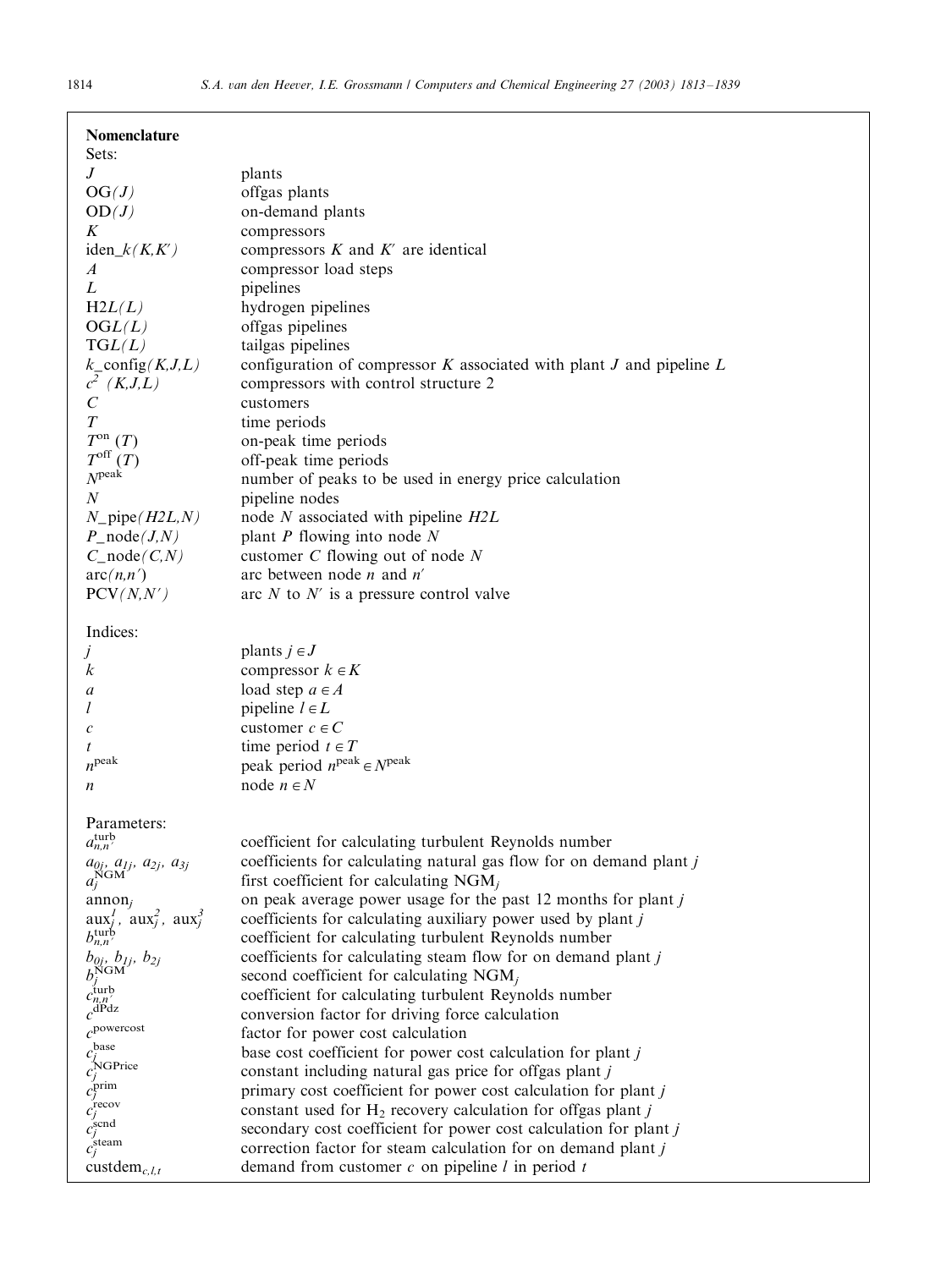**Nomenclature**

Sets:

| | |
|---|---|
| $J$ | plants |
| OG*(J)* | offgas plants |
| OD*(J)* | on-demand plants |
| $K$ | compressors |
| iden_k*(K,K′)* | compressors $K$ and $K'$ are identical |
| $A$ | compressor load steps |
| $L$ | pipelines |
| H2*L(L)* | hydrogen pipelines |
| OG*L(L)* | offgas pipelines |
| TG*L(L)* | tailgas pipelines |
| k_config*(K,J,L)* | configuration of compressor $K$ associated with plant $J$ and pipeline $L$ |
| $c^2$ *(K,J,L)* | compressors with control structure 2 |
| $C$ | customers |
| $T$ | time periods |
| $T^{\text{on}}$ $(T)$ | on-peak time periods |
| $T^{\text{off}}$ $(T)$ | off-peak time periods |
| $N^{\text{peak}}$ | number of peaks to be used in energy price calculation |
| $N$ | pipeline nodes |
| N_pipe*(H2L,N)* | node $N$ associated with pipeline *H2L* |
| P_node*(J,N)* | plant $P$ flowing into node $N$ |
| C_node*(C,N)* | customer $C$ flowing out of node $N$ |
| arc*(n,n′)* | arc between node $n$ and $n'$ |
| PCV*(N,N′)* | arc $N$ to $N'$ is a pressure control valve |

Indices:

| | |
|---|---|
| $j$ | plants $j \in J$ |
| $k$ | compressor $k \in K$ |
| $a$ | load step $a \in A$ |
| $l$ | pipeline $l \in L$ |
| $c$ | customer $c \in C$ |
| $t$ | time period $t \in T$ |
| $n^{\text{peak}}$ | peak period $n^{\text{peak}} \in N^{\text{peak}}$ |
| $n$ | node $n \in N$ |

Parameters:

| | |
|---|---|
| $a_{n,n'}^{\text{turb}}$ | coefficient for calculating turbulent Reynolds number |
| $a_{0j}$, $a_{1j}$, $a_{2j}$, $a_{3j}$ | coefficients for calculating natural gas flow for on demand plant $j$ |
| $a_j^{\text{NGM}}$ | first coefficient for calculating $\text{NGM}_j$ |
| $\text{annon}_j$ | on peak average power usage for the past 12 months for plant $j$ |
| $\text{aux}_j^1$, $\text{aux}_j^2$, $\text{aux}_j^3$ | coefficients for calculating auxiliary power used by plant $j$ |
| $b_{n,n'}^{\text{turb}}$ | coefficient for calculating turbulent Reynolds number |
| $b_{0j}$, $b_{1j}$, $b_{2j}$ | coefficients for calculating steam flow for on demand plant $j$ |
| $b_j^{\text{NGM}}$ | second coefficient for calculating $\text{NGM}_j$ |
| $c_{n,n'}^{\text{turb}}$ | coefficient for calculating turbulent Reynolds number |
| $c^{\text{dPdz}}$ | conversion factor for driving force calculation |
| $c^{\text{powercost}}$ | factor for power cost calculation |
| $c_j^{\text{base}}$ | base cost coefficient for power cost calculation for plant $j$ |
| $c_j^{\text{NGPrice}}$ | constant including natural gas price for offgas plant $j$ |
| $c_j^{\text{prim}}$ | primary cost coefficient for power cost calculation for plant $j$ |
| $c_j^{\text{recov}}$ | constant used for $H_2$ recovery calculation for offgas plant $j$ |
| $c_j^{\text{scnd}}$ | secondary cost coefficient for power cost calculation for plant $j$ |
| $c_j^{\text{steam}}$ | correction factor for steam calculation for on demand plant $j$ |
| $\text{custdem}_{c,l,t}$ | demand from customer $c$ on pipeline $l$ in period $t$ |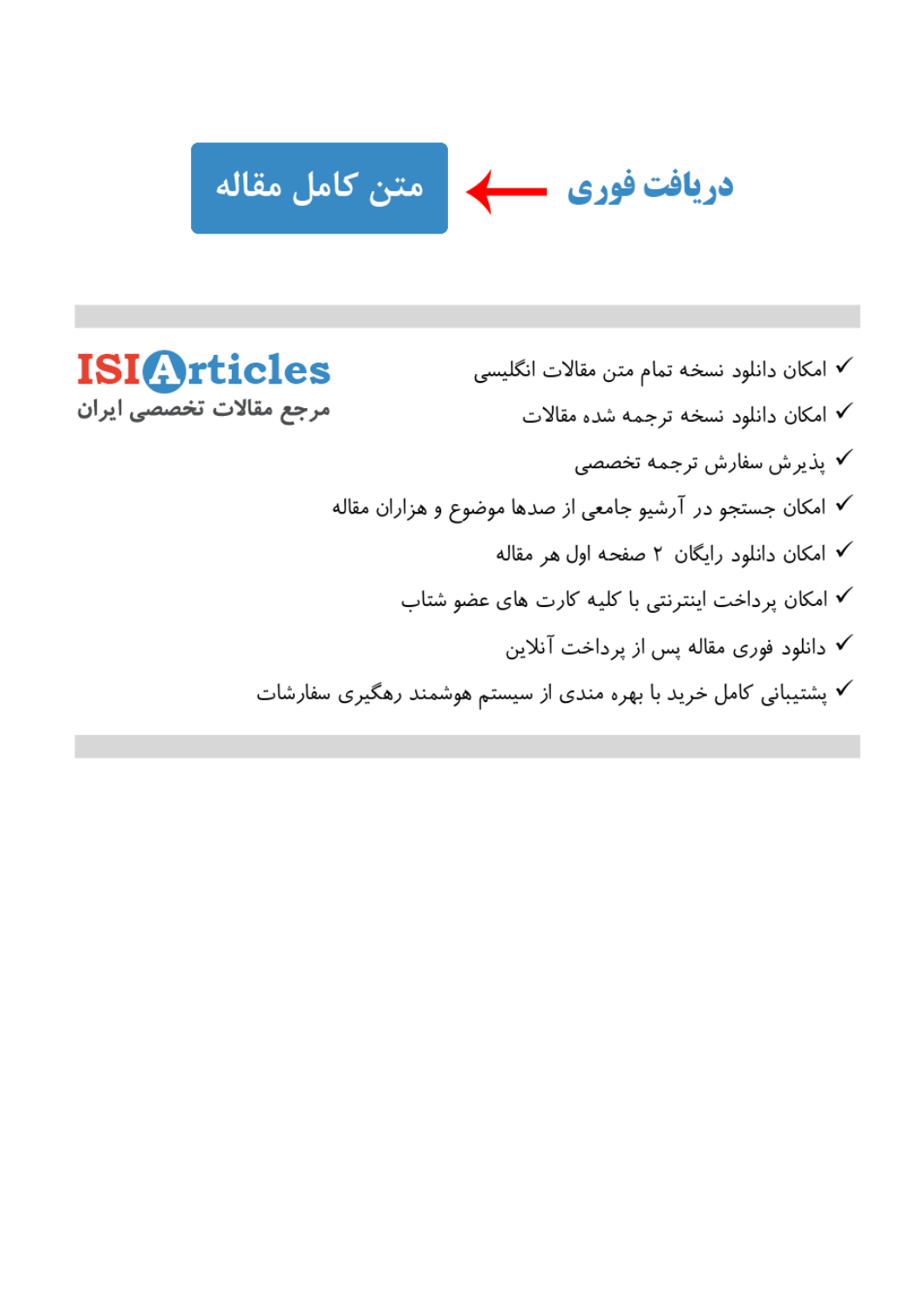دریافت فوری ← متن کامل مقاله

ISIArticles
مرجع مقالات تخصصی ایران

- ✓ امکان دانلود نسخه تمام متن مقالات انگلیسی
- ✓ امکان دانلود نسخه ترجمه شده مقالات
- ✓ پذیرش سفارش ترجمه تخصصی
- ✓ امکان جستجو در آرشیو جامعی از صدها موضوع و هزاران مقاله
- ✓ امکان دانلود رایگان ۲ صفحه اول هر مقاله
- ✓ امکان پرداخت اینترنتی با کلیه کارت های عضو شتاب
- ✓ دانلود فوری مقاله پس از پرداخت آنلاین
- ✓ پشتیبانی کامل خرید با بهره مندی از سیستم هوشمند رهگیری سفارشات